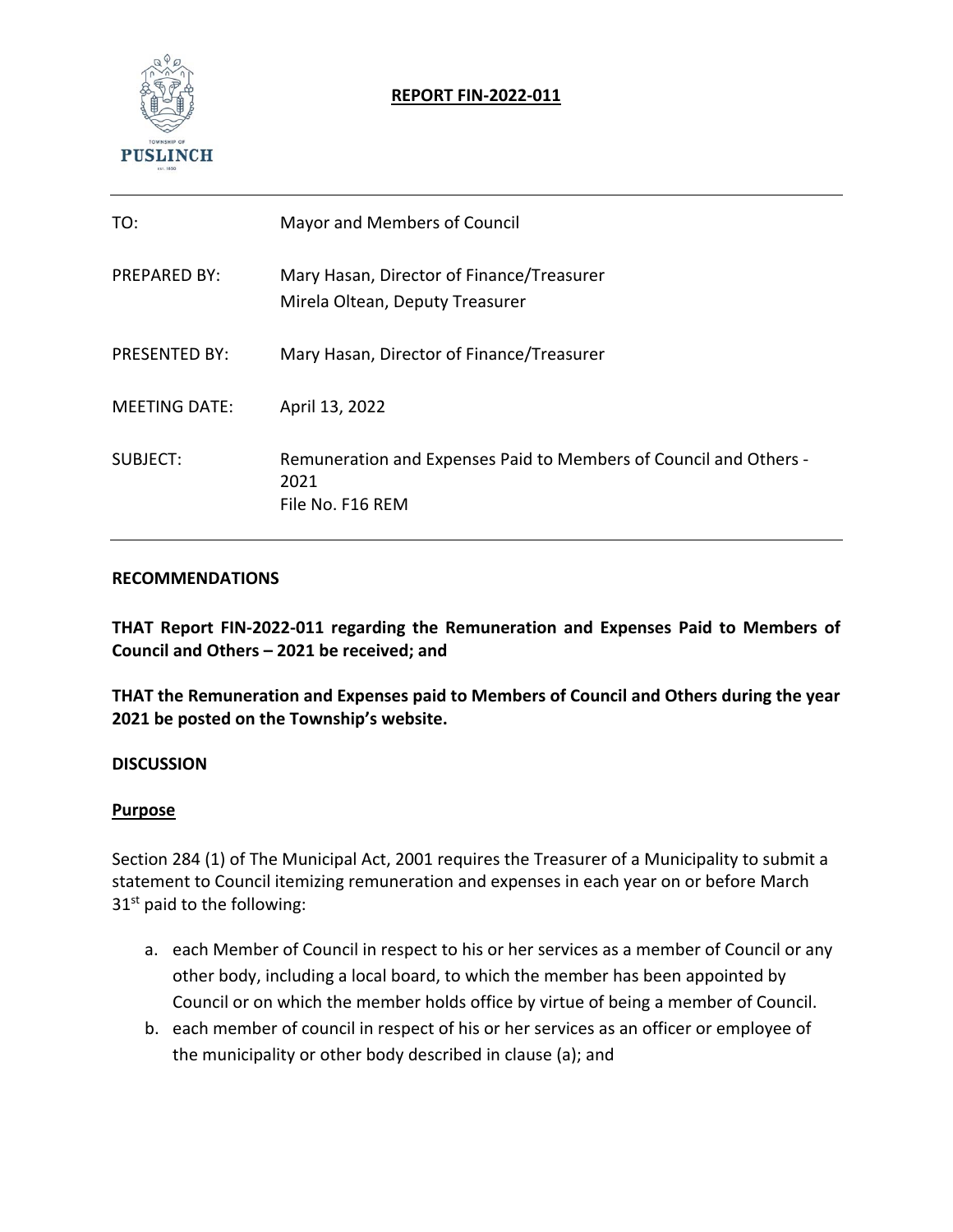# REPORT FIN-2022-011

| | |
|---|---|
| TO: | Mayor and Members of Council |
| PREPARED BY: | Mary Hasan, Director of Finance/Treasurer<br>Mirela Oltean, Deputy Treasurer |
| PRESENTED BY: | Mary Hasan, Director of Finance/Treasurer |
| MEETING DATE: | April 13, 2022 |
| SUBJECT: | Remuneration and Expenses Paid to Members of Council and Others - 2021<br>File No. F16 REM |

## RECOMMENDATIONS

**THAT Report FIN-2022-011 regarding the Remuneration and Expenses Paid to Members of Council and Others – 2021 be received; and**

**THAT the Remuneration and Expenses paid to Members of Council and Others during the year 2021 be posted on the Township's website.**

## DISCUSSION

### Purpose

Section 284 (1) of The Municipal Act, 2001 requires the Treasurer of a Municipality to submit a statement to Council itemizing remuneration and expenses in each year on or before March 31st paid to the following:

a. each Member of Council in respect to his or her services as a member of Council or any other body, including a local board, to which the member has been appointed by Council or on which the member holds office by virtue of being a member of Council.
b. each member of council in respect of his or her services as an officer or employee of the municipality or other body described in clause (a); and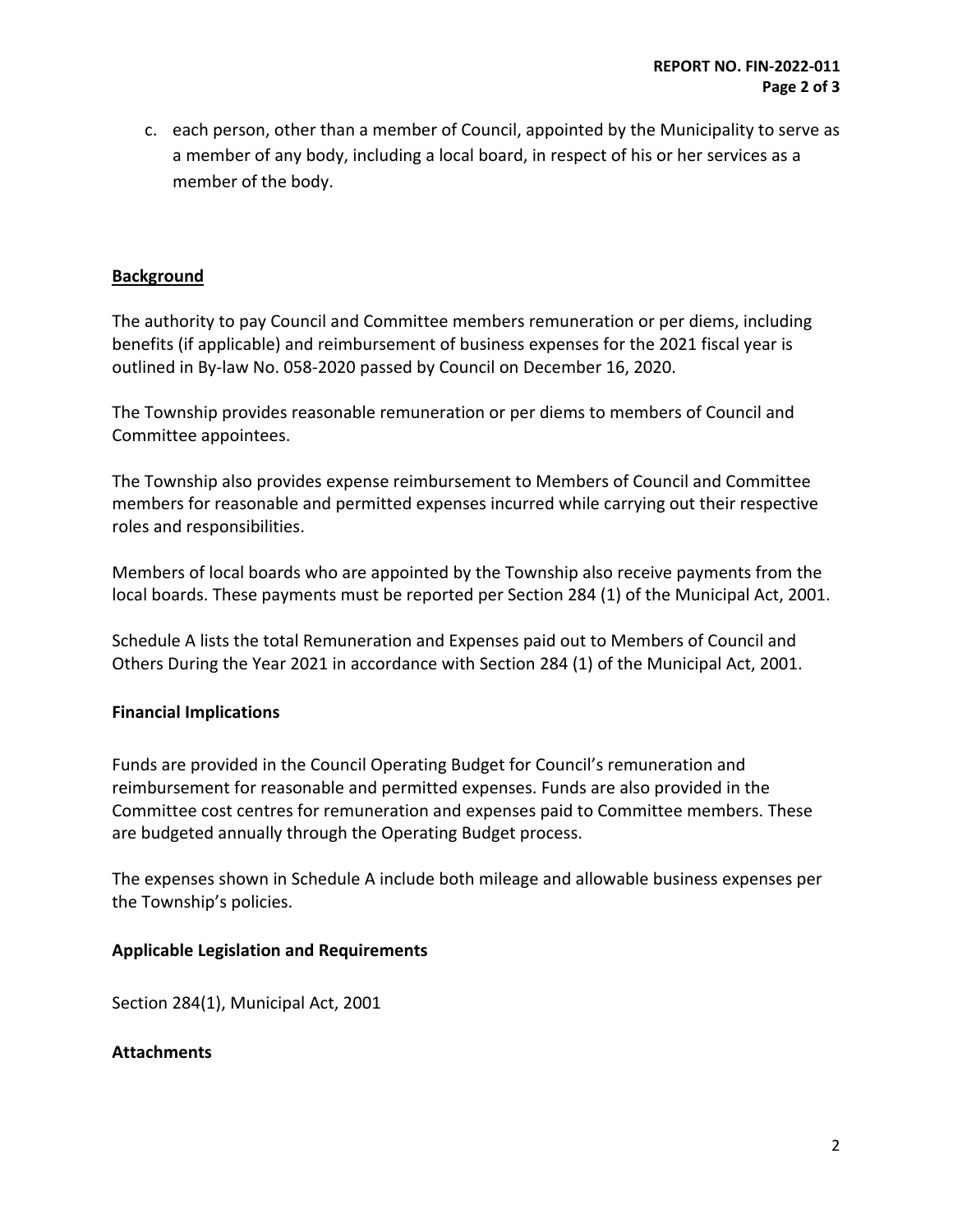c. each person, other than a member of Council, appointed by the Municipality to serve as a member of any body, including a local board, in respect of his or her services as a member of the body.

## Background

The authority to pay Council and Committee members remuneration or per diems, including benefits (if applicable) and reimbursement of business expenses for the 2021 fiscal year is outlined in By-law No. 058-2020 passed by Council on December 16, 2020.

The Township provides reasonable remuneration or per diems to members of Council and Committee appointees.

The Township also provides expense reimbursement to Members of Council and Committee members for reasonable and permitted expenses incurred while carrying out their respective roles and responsibilities.

Members of local boards who are appointed by the Township also receive payments from the local boards. These payments must be reported per Section 284 (1) of the Municipal Act, 2001.

Schedule A lists the total Remuneration and Expenses paid out to Members of Council and Others During the Year 2021 in accordance with Section 284 (1) of the Municipal Act, 2001.

## Financial Implications

Funds are provided in the Council Operating Budget for Council's remuneration and reimbursement for reasonable and permitted expenses. Funds are also provided in the Committee cost centres for remuneration and expenses paid to Committee members. These are budgeted annually through the Operating Budget process.

The expenses shown in Schedule A include both mileage and allowable business expenses per the Township's policies.

## Applicable Legislation and Requirements

Section 284(1), Municipal Act, 2001

## Attachments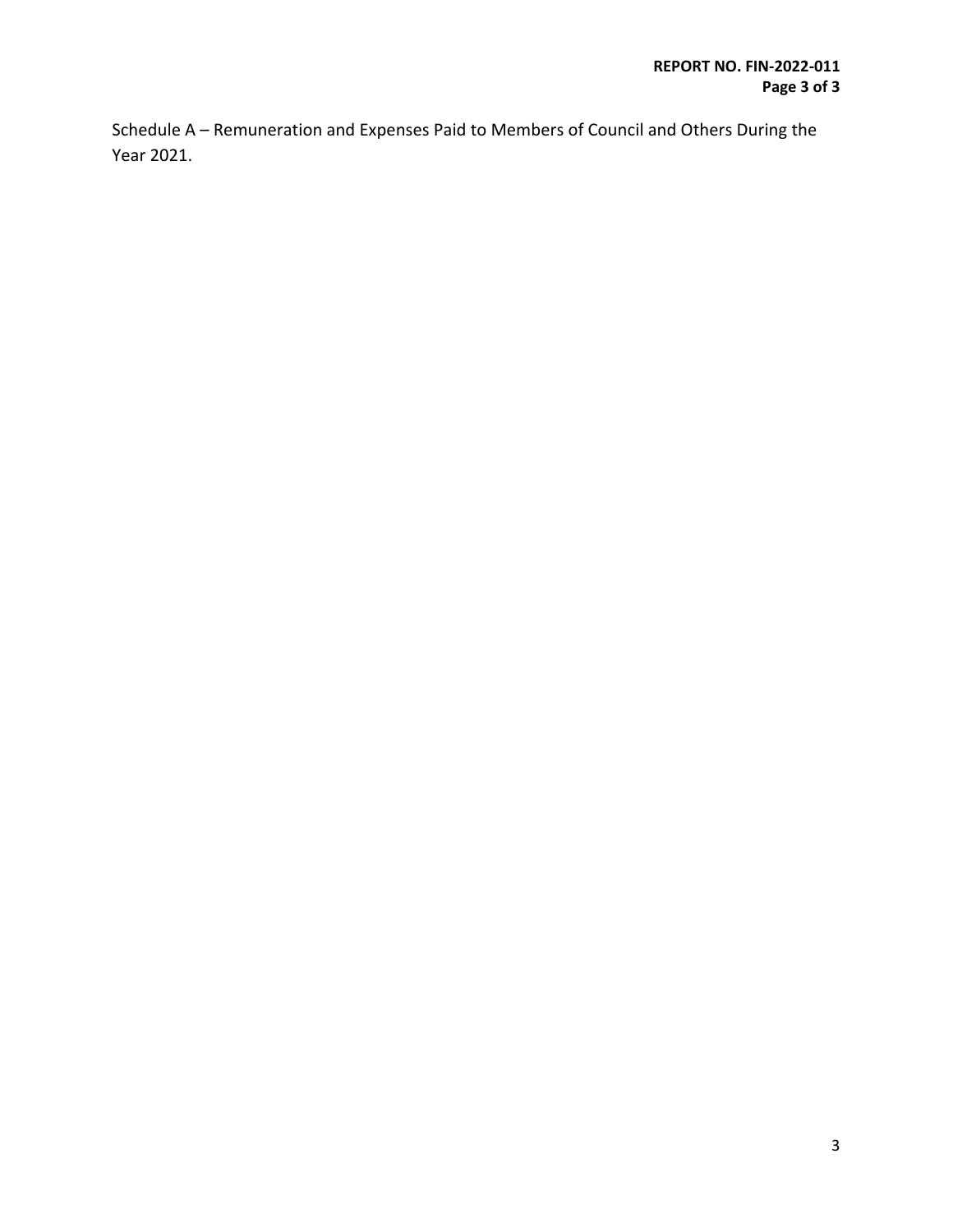Schedule A – Remuneration and Expenses Paid to Members of Council and Others During the Year 2021.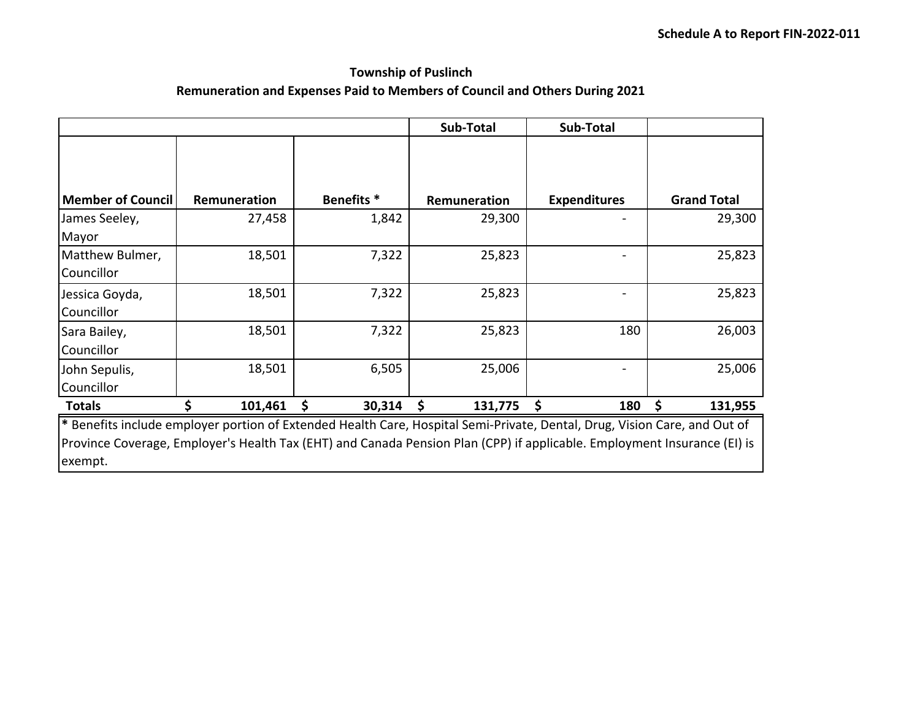Schedule A to Report FIN-2022-011

**Township of Puslinch**

**Remuneration and Expenses Paid to Members of Council and Others During 2021**

| | | | Sub-Total | Sub-Total | |
|---|---|---|---|---|---|
| **Member of Council** | **Remuneration** | **Benefits *** | **Remuneration** | **Expenditures** | **Grand Total** |
| James Seeley, Mayor | 27,458 | 1,842 | 29,300 | - | 29,300 |
| Matthew Bulmer, Councillor | 18,501 | 7,322 | 25,823 | - | 25,823 |
| Jessica Goyda, Councillor | 18,501 | 7,322 | 25,823 | - | 25,823 |
| Sara Bailey, Councillor | 18,501 | 7,322 | 25,823 | 180 | 26,003 |
| John Sepulis, Councillor | 18,501 | 6,505 | 25,006 | - | 25,006 |
| **Totals** | **$ 101,461** | **$ 30,314** | **$ 131,775** | **$ 180** | **$ 131,955** |

**\*** Benefits include employer portion of Extended Health Care, Hospital Semi-Private, Dental, Drug, Vision Care, and Out of Province Coverage, Employer's Health Tax (EHT) and Canada Pension Plan (CPP) if applicable. Employment Insurance (EI) is exempt.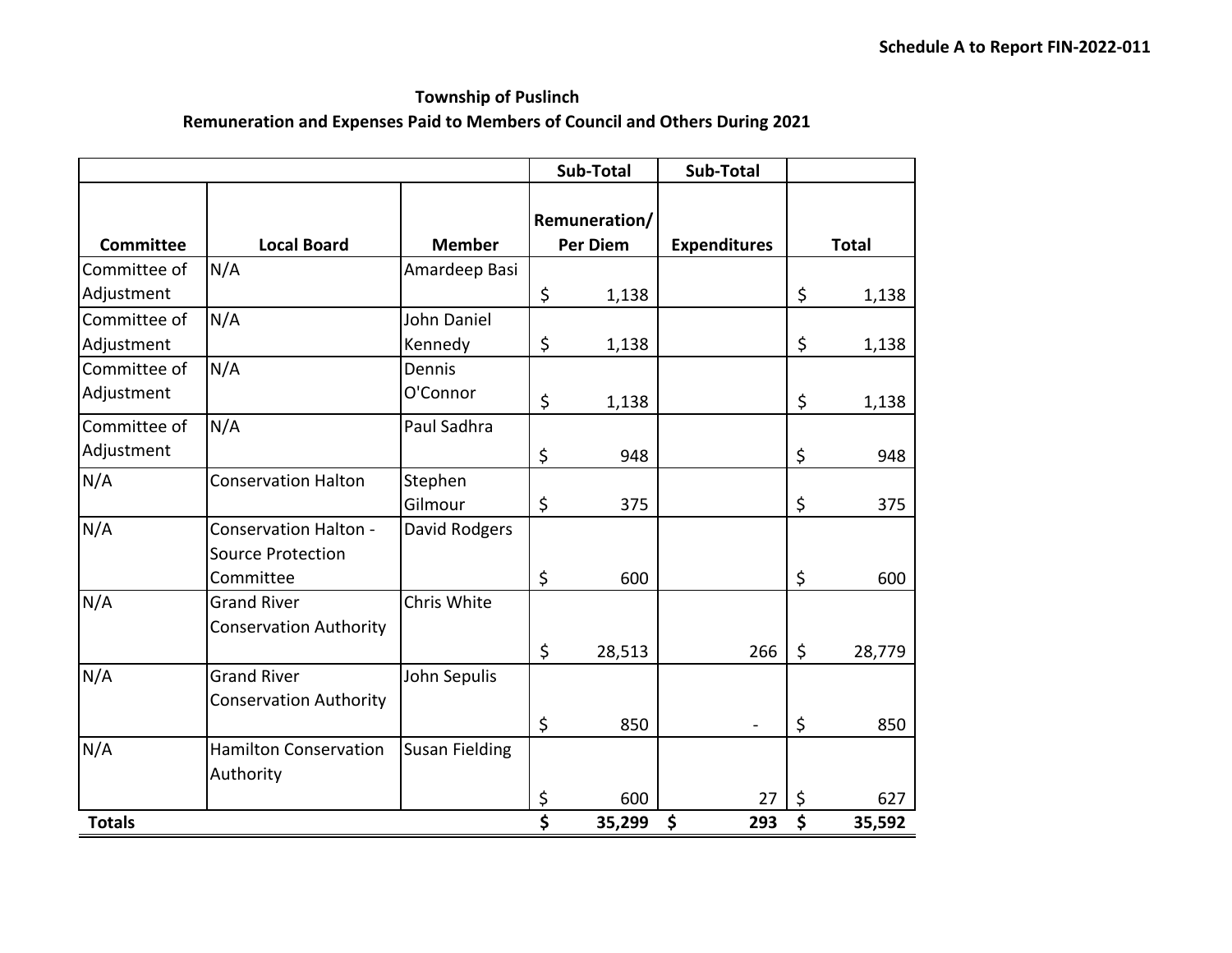Schedule A to Report FIN-2022-011

**Township of Puslinch**

**Remuneration and Expenses Paid to Members of Council and Others During 2021**

| | | | Sub-Total | Sub-Total | |
|---|---|---|---|---|---|
| **Committee** | **Local Board** | **Member** | **Remuneration/ Per Diem** | **Expenditures** | **Total** |
| Committee of Adjustment | N/A | Amardeep Basi | $ 1,138 | | $ 1,138 |
| Committee of Adjustment | N/A | John Daniel Kennedy | $ 1,138 | | $ 1,138 |
| Committee of Adjustment | N/A | Dennis O'Connor | $ 1,138 | | $ 1,138 |
| Committee of Adjustment | N/A | Paul Sadhra | $ 948 | | $ 948 |
| N/A | Conservation Halton | Stephen Gilmour | $ 375 | | $ 375 |
| N/A | Conservation Halton - Source Protection Committee | David Rodgers | $ 600 | | $ 600 |
| N/A | Grand River Conservation Authority | Chris White | $ 28,513 | 266 | $ 28,779 |
| N/A | Grand River Conservation Authority | John Sepulis | $ 850 | - | $ 850 |
| N/A | Hamilton Conservation Authority | Susan Fielding | $ 600 | 27 | $ 627 |
| **Totals** | | | **$ 35,299** | **$ 293** | **$ 35,592** |